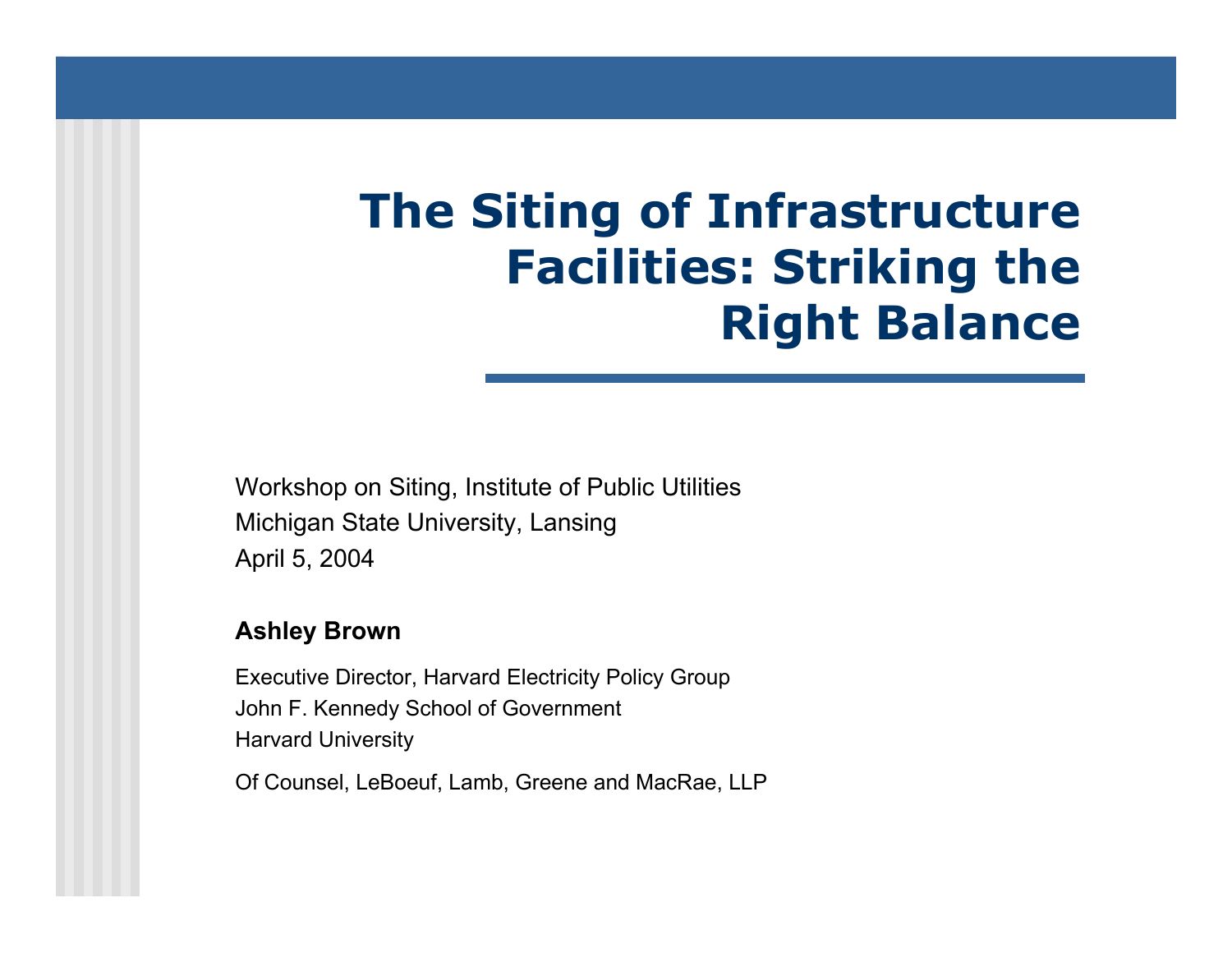# The Siting of Infrastructure Facilities: Striking the Right Balance

Workshop on Siting, Institute of Public Utilities
Michigan State University, Lansing
April 5, 2004

**Ashley Brown**

Executive Director, Harvard Electricity Policy Group
John F. Kennedy School of Government
Harvard University

Of Counsel, LeBoeuf, Lamb, Greene and MacRae, LLP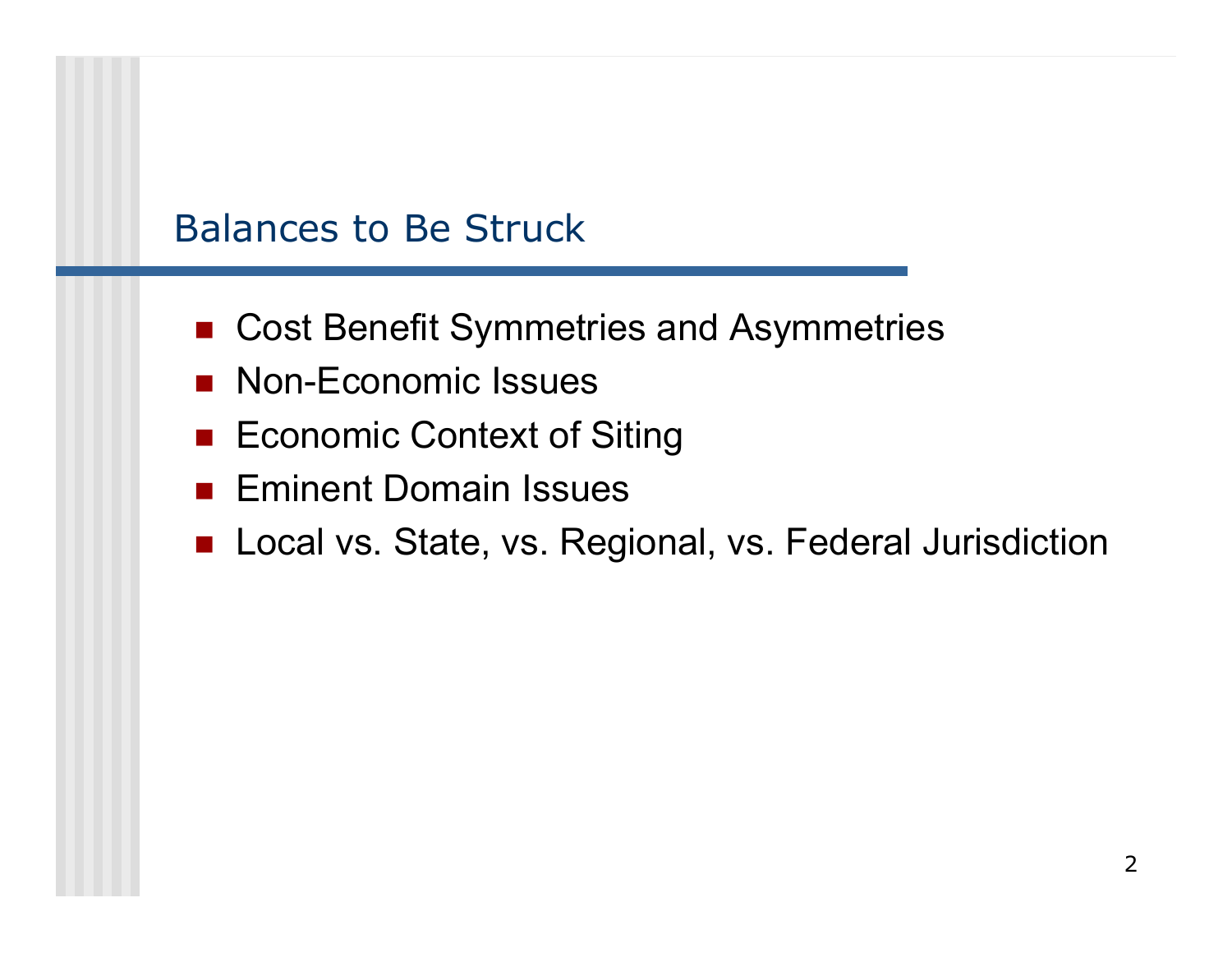## Balances to Be Struck

- Cost Benefit Symmetries and Asymmetries
- Non-Economic Issues
- Economic Context of Siting
- Eminent Domain Issues
- Local vs. State, vs. Regional, vs. Federal Jurisdiction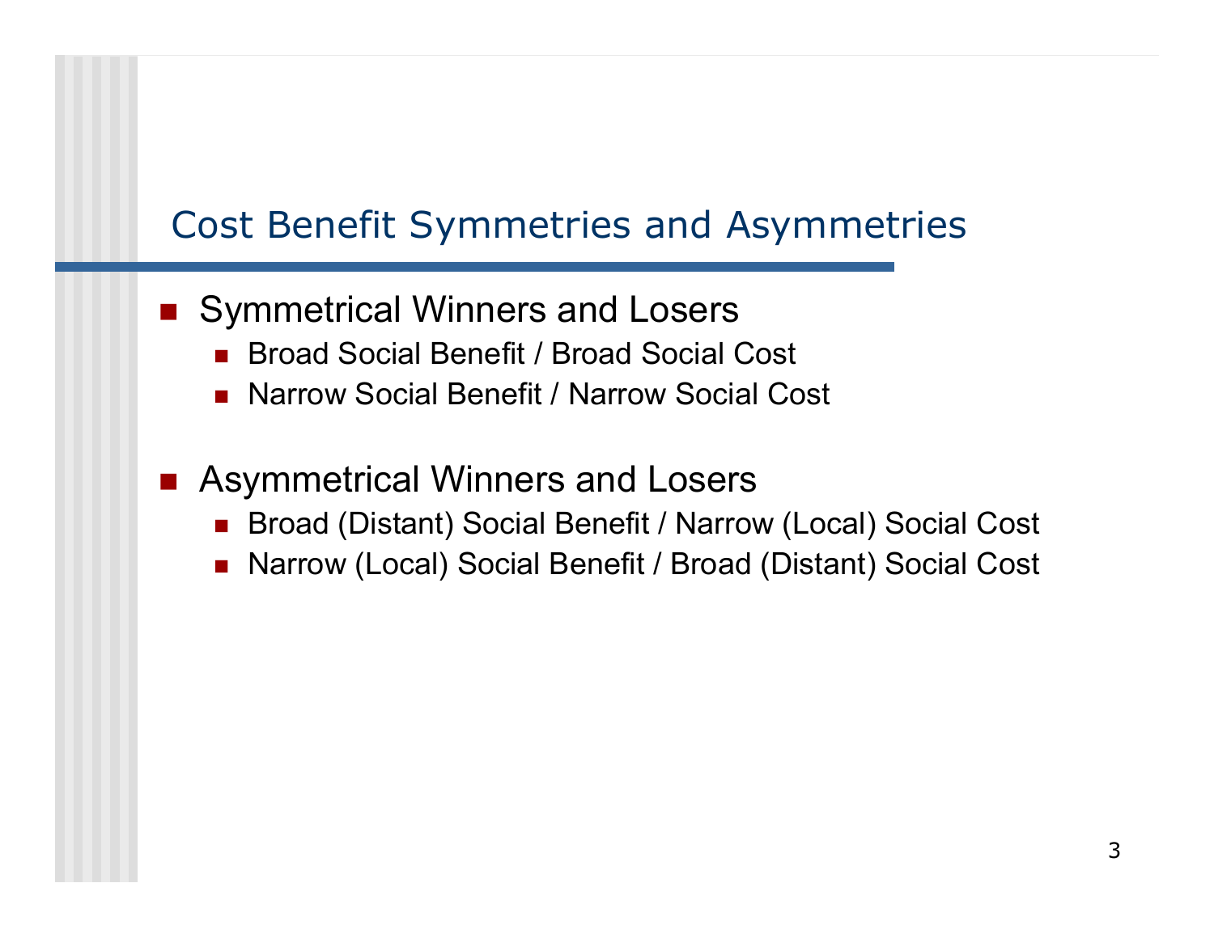## Cost Benefit Symmetries and Asymmetries

- Symmetrical Winners and Losers
  - Broad Social Benefit / Broad Social Cost
  - Narrow Social Benefit / Narrow Social Cost

- Asymmetrical Winners and Losers
  - Broad (Distant) Social Benefit / Narrow (Local) Social Cost
  - Narrow (Local) Social Benefit / Broad (Distant) Social Cost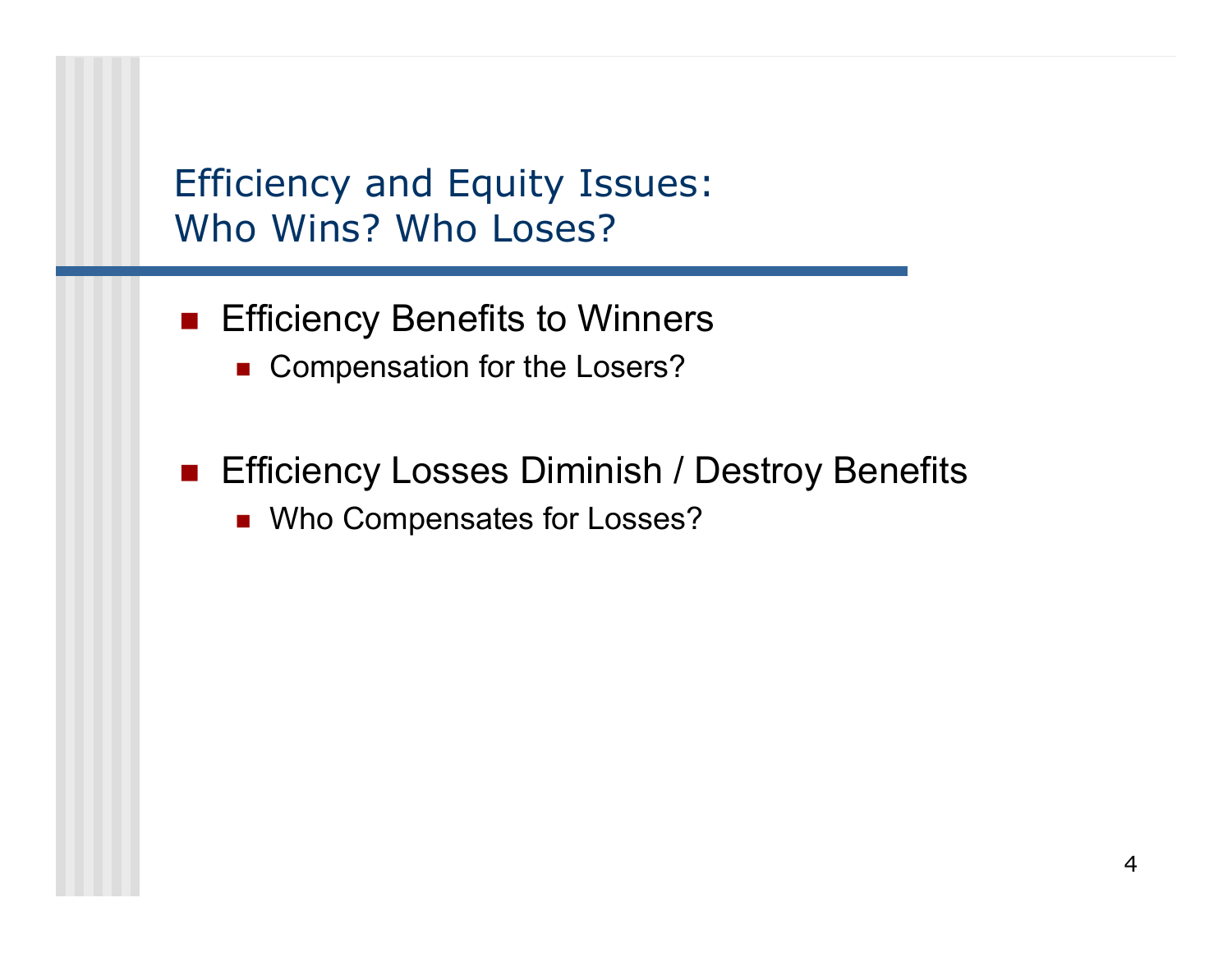## Efficiency and Equity Issues: Who Wins? Who Loses?

- Efficiency Benefits to Winners
  - Compensation for the Losers?

- Efficiency Losses Diminish / Destroy Benefits
  - Who Compensates for Losses?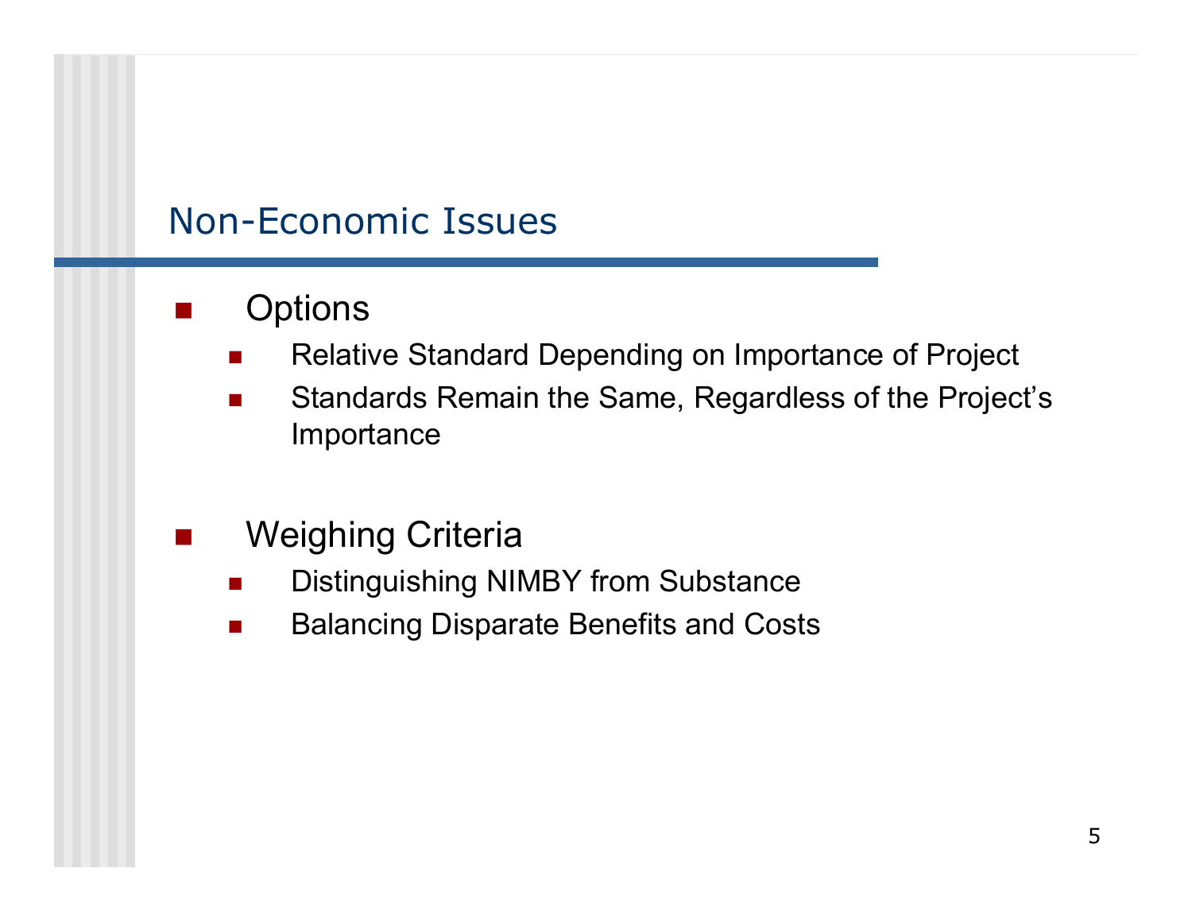## Non-Economic Issues

- Options
  - Relative Standard Depending on Importance of Project
  - Standards Remain the Same, Regardless of the Project’s Importance

- Weighing Criteria
  - Distinguishing NIMBY from Substance
  - Balancing Disparate Benefits and Costs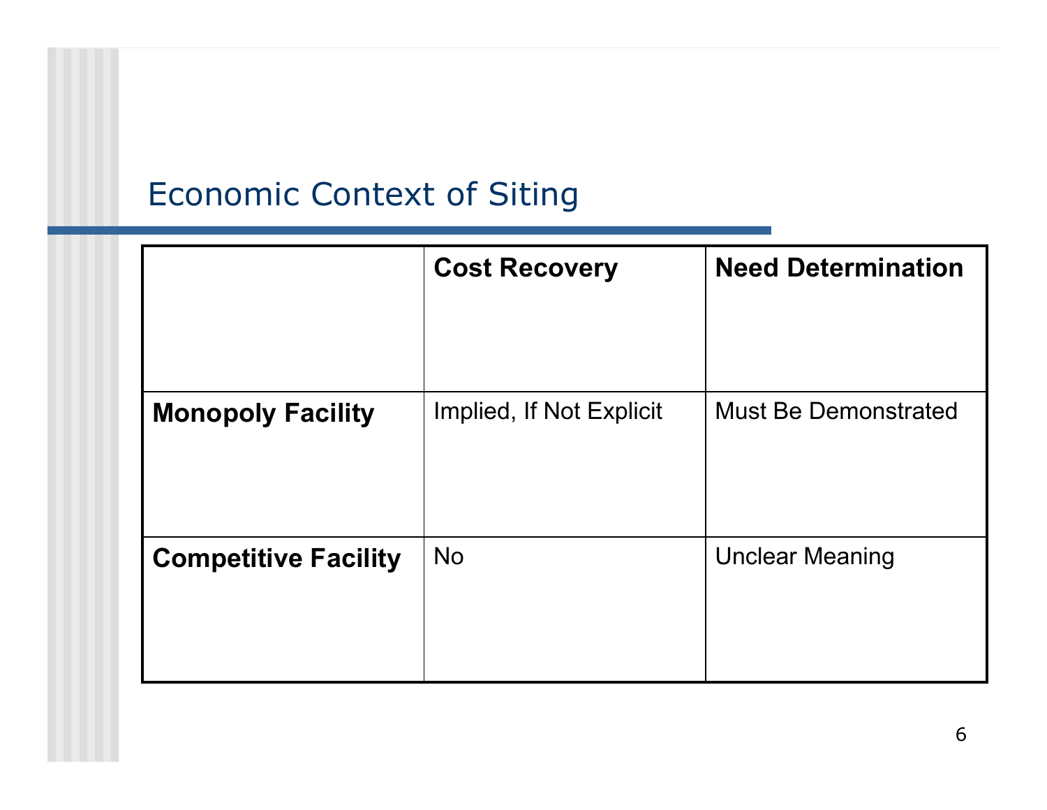# Economic Context of Siting

| | **Cost Recovery** | **Need Determination** |
|---|---|---|
| **Monopoly Facility** | Implied, If Not Explicit | Must Be Demonstrated |
| **Competitive Facility** | No | Unclear Meaning |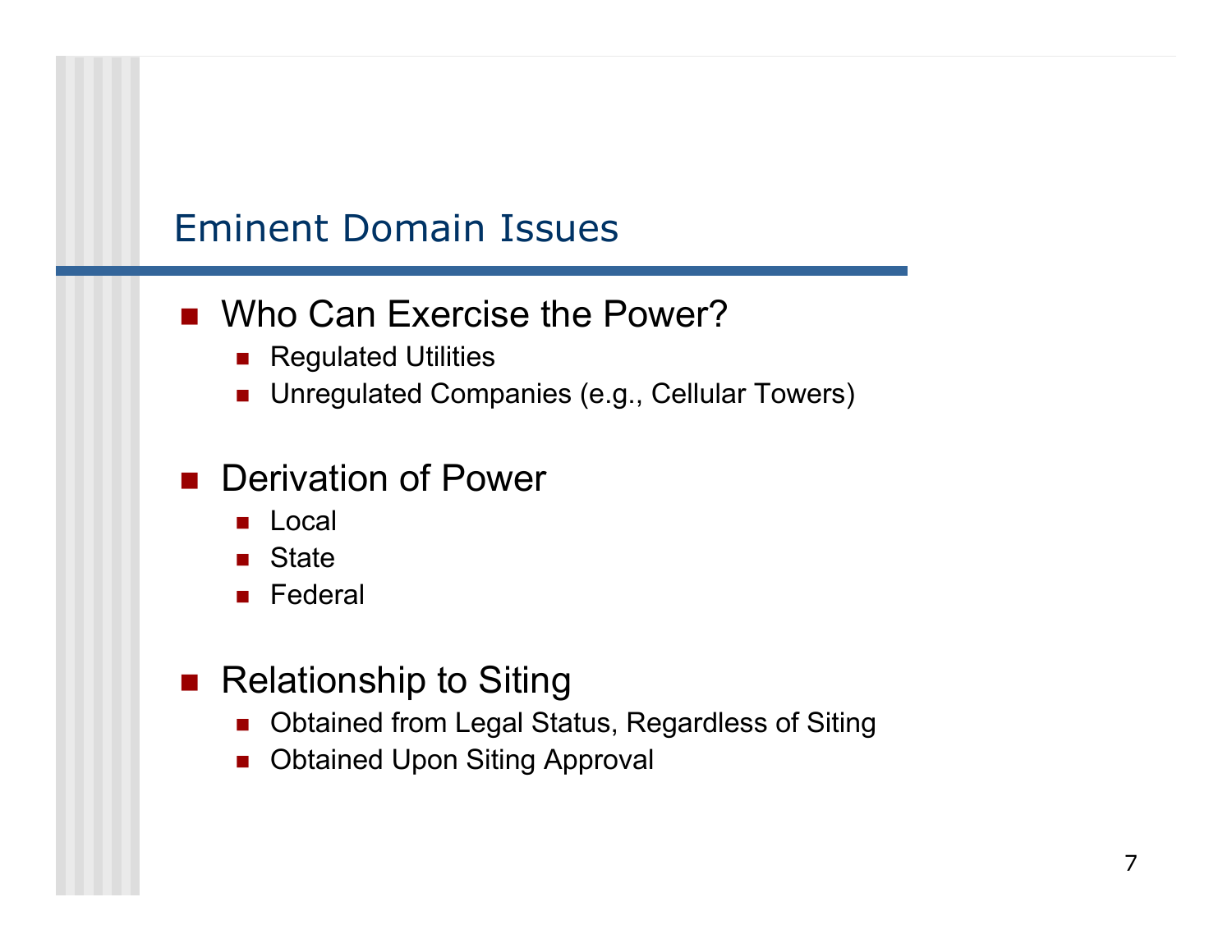## Eminent Domain Issues

- Who Can Exercise the Power?
  - Regulated Utilities
  - Unregulated Companies (e.g., Cellular Towers)

- Derivation of Power
  - Local
  - State
  - Federal

- Relationship to Siting
  - Obtained from Legal Status, Regardless of Siting
  - Obtained Upon Siting Approval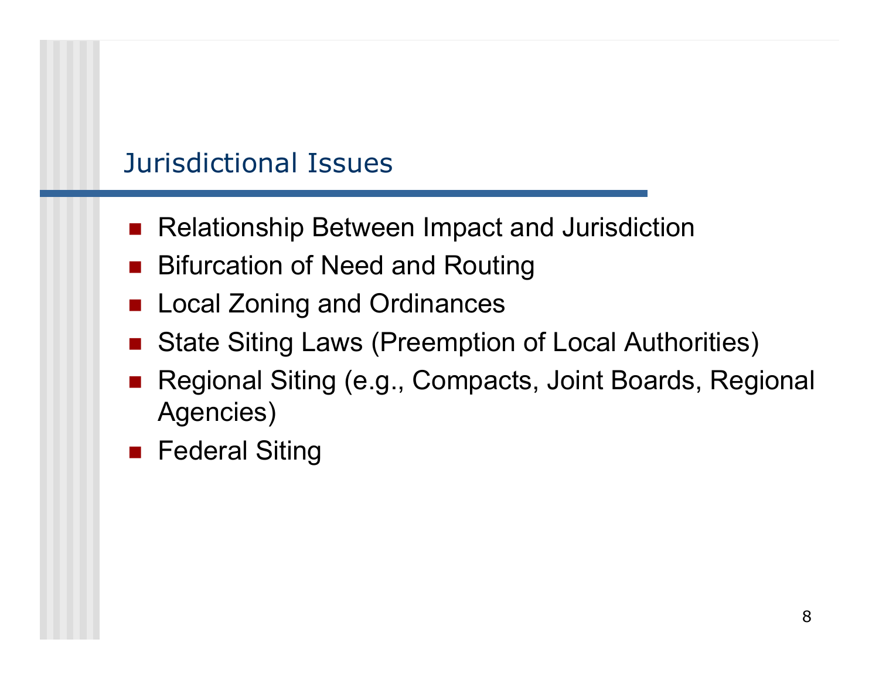## Jurisdictional Issues

- Relationship Between Impact and Jurisdiction
- Bifurcation of Need and Routing
- Local Zoning and Ordinances
- State Siting Laws (Preemption of Local Authorities)
- Regional Siting (e.g., Compacts, Joint Boards, Regional Agencies)
- Federal Siting